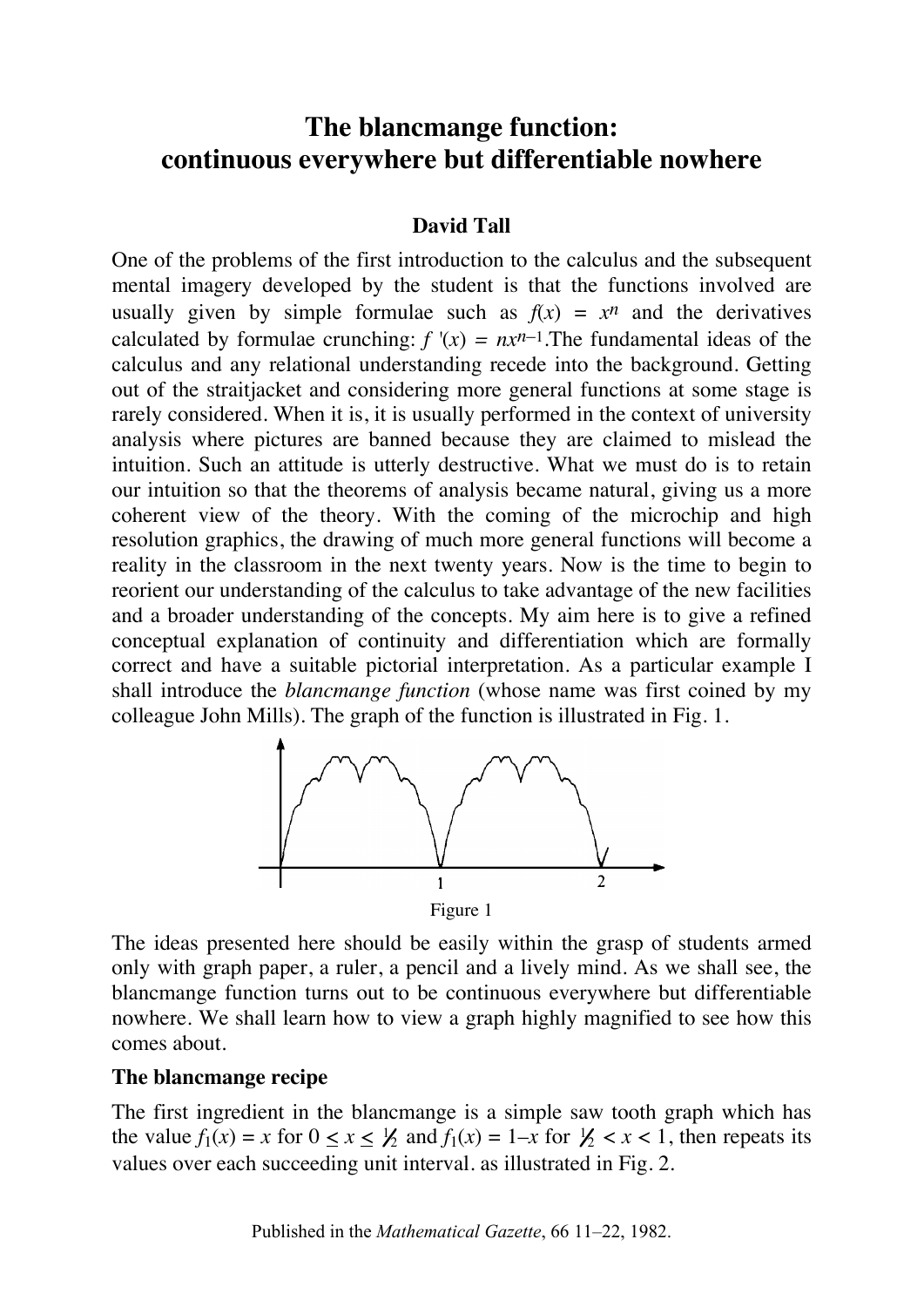# The blancmange function: continuous everywhere but differentiable nowhere

**David Tall**

One of the problems of the first introduction to the calculus and the subsequent mental imagery developed by the student is that the functions involved are usually given by simple formulae such as $f(x) = x^n$ and the derivatives calculated by formulae crunching: $f'(x) = nx^{n-1}$.The fundamental ideas of the calculus and any relational understanding recede into the background. Getting out of the straitjacket and considering more general functions at some stage is rarely considered. When it is, it is usually performed in the context of university analysis where pictures are banned because they are claimed to mislead the intuition. Such an attitude is utterly destructive. What we must do is to retain our intuition so that the theorems of analysis became natural, giving us a more coherent view of the theory. With the coming of the microchip and high resolution graphics, the drawing of much more general functions will become a reality in the classroom in the next twenty years. Now is the time to begin to reorient our understanding of the calculus to take advantage of the new facilities and a broader understanding of the concepts. My aim here is to give a refined conceptual explanation of continuity and differentiation which are formally correct and have a suitable pictorial interpretation. As a particular example I shall introduce the *blancmange function* (whose name was first coined by my colleague John Mills). The graph of the function is illustrated in Fig. 1.

Figure 1

The ideas presented here should be easily within the grasp of students armed only with graph paper, a ruler, a pencil and a lively mind. As we shall see, the blancmange function turns out to be continuous everywhere but differentiable nowhere. We shall learn how to view a graph highly magnified to see how this comes about.

**The blancmange recipe**

The first ingredient in the blancmange is a simple saw tooth graph which has the value $f_1(x) = x$ for $0 \le x \le \frac{1}{2}$ and $f_1(x) = 1-x$ for $\frac{1}{2} < x < 1$, then repeats its values over each succeeding unit interval. as illustrated in Fig. 2.

Published in the *Mathematical Gazette*, 66 11–22, 1982.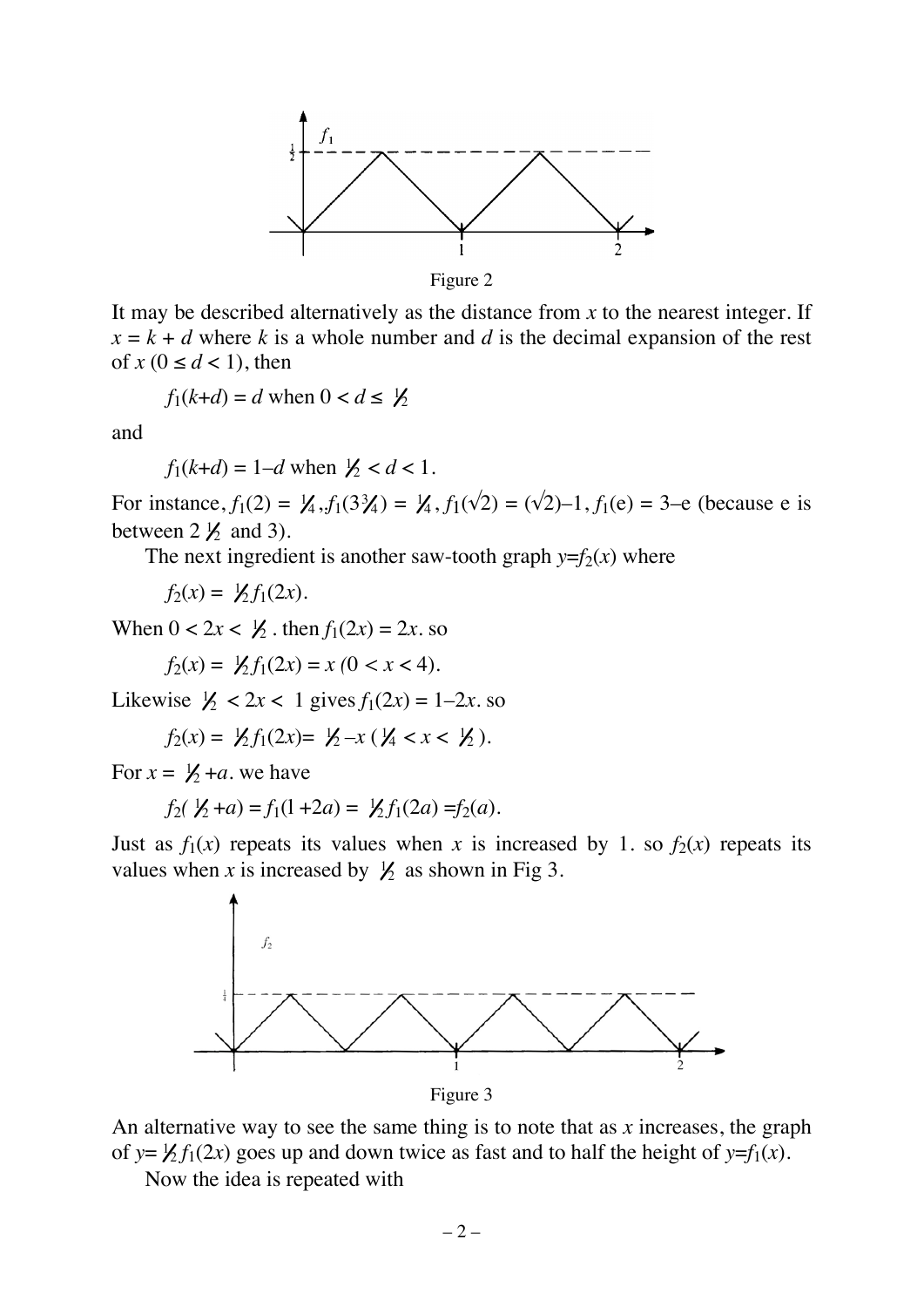Figure 2

It may be described alternatively as the distance from $x$ to the nearest integer. If $x = k + d$ where $k$ is a whole number and $d$ is the decimal expansion of the rest of $x$ ($0 \leq d < 1$), then

$$f_1(k+d) = d \text{ when } 0 < d \leq \tfrac{1}{2}$$

and

$$f_1(k+d) = 1-d \text{ when } \tfrac{1}{2} < d < 1.$$

For instance, $f_1(2) = \tfrac{1}{4}$, $f_1(3\tfrac{3}{4}) = \tfrac{1}{4}$, $f_1(\sqrt{2}) = (\sqrt{2})-1$, $f_1(e) = 3-e$ (because e is between $2\tfrac{1}{2}$ and 3).

The next ingredient is another saw-tooth graph $y=f_2(x)$ where

$$f_2(x) = \tfrac{1}{2} f_1(2x).$$

When $0 < 2x < \tfrac{1}{2}$. then $f_1(2x) = 2x$. so

$$f_2(x) = \tfrac{1}{2} f_1(2x) = x \ (0 < x < 4).$$

Likewise $\tfrac{1}{2} < 2x < 1$ gives $f_1(2x) = 1-2x$. so

$$f_2(x) = \tfrac{1}{2} f_1(2x) = \tfrac{1}{2} - x \ (\tfrac{1}{4} < x < \tfrac{1}{2}).$$

For $x = \tfrac{1}{2} + a$. we have

$$f_2(\tfrac{1}{2} + a) = f_1(1 + 2a) = \tfrac{1}{2} f_1(2a) = f_2(a).$$

Just as $f_1(x)$ repeats its values when $x$ is increased by 1. so $f_2(x)$ repeats its values when $x$ is increased by $\tfrac{1}{2}$ as shown in Fig 3.

Figure 3

An alternative way to see the same thing is to note that as $x$ increases, the graph of $y = \tfrac{1}{2} f_1(2x)$ goes up and down twice as fast and to half the height of $y=f_1(x)$.

Now the idea is repeated with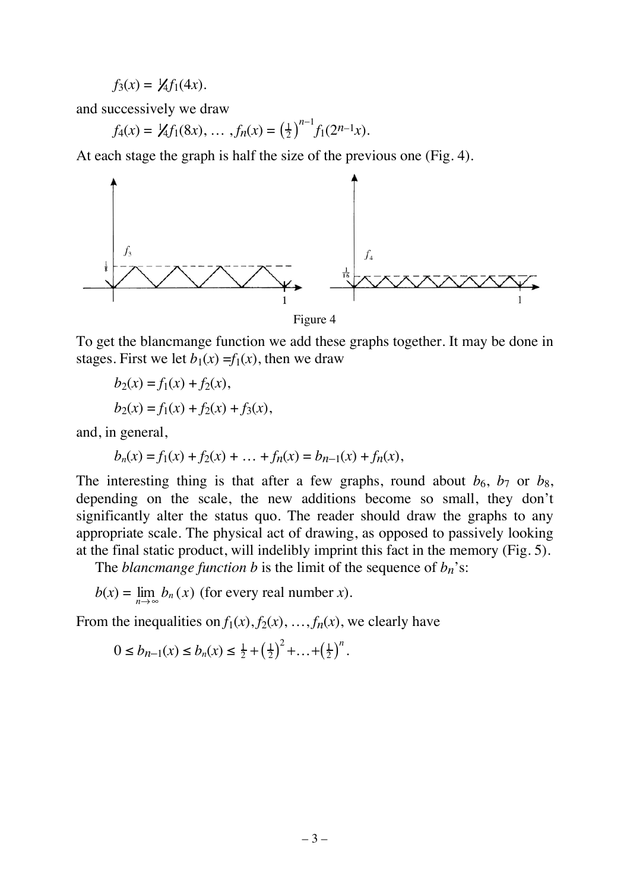$$f_3(x) = \tfrac{1}{4} f_1(4x).$$

and successively we draw

$$f_4(x) = \tfrac{1}{4} f_1(8x),\ \ldots\ , f_n(x) = \left(\tfrac{1}{2}\right)^{n-1} f_1(2^{n-1}x).$$

At each stage the graph is half the size of the previous one (Fig. 4).

Figure 4

To get the blancmange function we add these graphs together. It may be done in stages. First we let $b_1(x) = f_1(x)$, then we draw

$$b_2(x) = f_1(x) + f_2(x),$$

$$b_2(x) = f_1(x) + f_2(x) + f_3(x),$$

and, in general,

$$b_n(x) = f_1(x) + f_2(x) + \ldots + f_n(x) = b_{n-1}(x) + f_n(x),$$

The interesting thing is that after a few graphs, round about $b_6$, $b_7$ or $b_8$, depending on the scale, the new additions become so small, they don't significantly alter the status quo. The reader should draw the graphs to any appropriate scale. The physical act of drawing, as opposed to passively looking at the final static product, will indelibly imprint this fact in the memory (Fig. 5).

The *blancmange function b* is the limit of the sequence of $b_n$'s:

$$b(x) = \lim_{n \to \infty} b_n(x) \text{ (for every real number } x).$$

From the inequalities on $f_1(x), f_2(x), \ldots, f_n(x)$, we clearly have

$$0 \le b_{n-1}(x) \le b_n(x) \le \tfrac{1}{2} + \left(\tfrac{1}{2}\right)^2 + \ldots + \left(\tfrac{1}{2}\right)^n.$$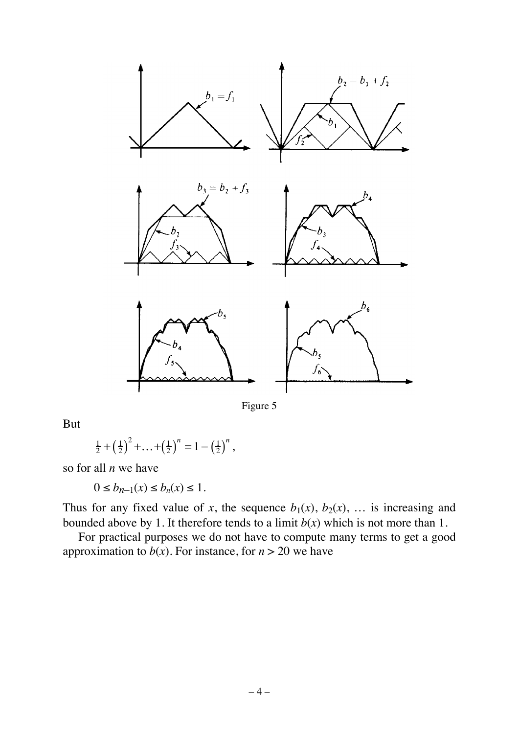Figure 5

But

$$\tfrac{1}{2}+\left(\tfrac{1}{2}\right)^2+\ldots+\left(\tfrac{1}{2}\right)^n=1-\left(\tfrac{1}{2}\right)^n,$$

so for all $n$ we have

$$0 \le b_{n-1}(x) \le b_n(x) \le 1.$$

Thus for any fixed value of $x$, the sequence $b_1(x)$, $b_2(x)$, … is increasing and bounded above by 1. It therefore tends to a limit $b(x)$ which is not more than 1.

For practical purposes we do not have to compute many terms to get a good approximation to $b(x)$. For instance, for $n > 20$ we have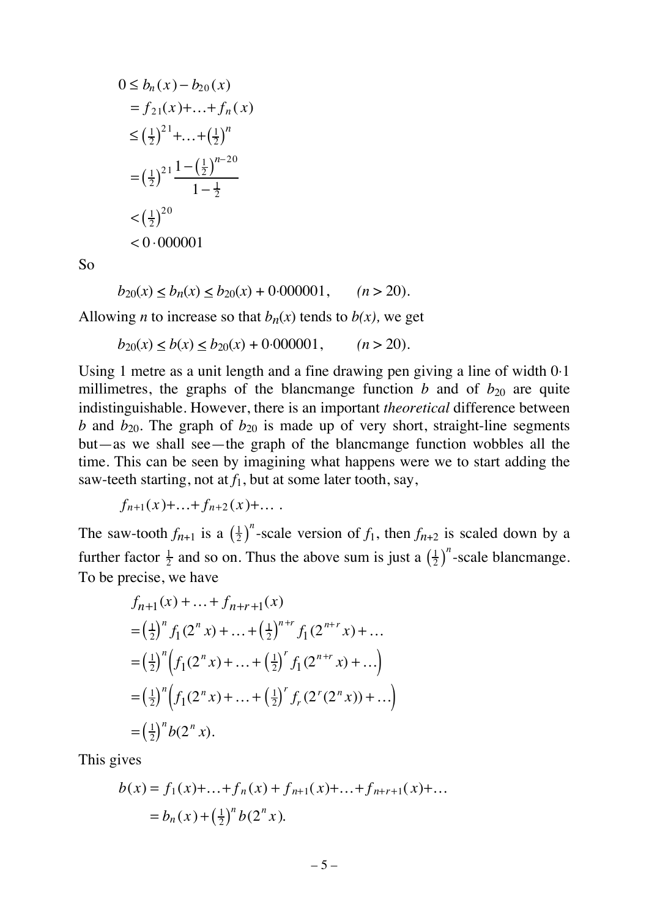$$
\begin{aligned}
0 &\leq b_n(x) - b_{20}(x) \\
&= f_{21}(x) + \ldots + f_n(x) \\
&\leq \left(\tfrac{1}{2}\right)^{21} + \ldots + \left(\tfrac{1}{2}\right)^{n} \\
&= \left(\tfrac{1}{2}\right)^{21} \frac{1 - \left(\tfrac{1}{2}\right)^{n-20}}{1 - \tfrac{1}{2}} \\
&< \left(\tfrac{1}{2}\right)^{20} \\
&< 0 \cdot 000001
\end{aligned}
$$

So

$$b_{20}(x) \leq b_n(x) \leq b_{20}(x) + 0{\cdot}000001, \qquad (n > 20).$$

Allowing $n$ to increase so that $b_n(x)$ tends to $b(x)$, we get

$$b_{20}(x) \leq b(x) \leq b_{20}(x) + 0{\cdot}000001, \qquad (n > 20).$$

Using 1 metre as a unit length and a fine drawing pen giving a line of width 0·1 millimetres, the graphs of the blancmange function $b$ and of $b_{20}$ are quite indistinguishable. However, there is an important *theoretical* difference between $b$ and $b_{20}$. The graph of $b_{20}$ is made up of very short, straight-line segments but—as we shall see—the graph of the blancmange function wobbles all the time. This can be seen by imagining what happens were we to start adding the saw-teeth starting, not at $f_1$, but at some later tooth, say,

$$f_{n+1}(x) + \ldots + f_{n+2}(x) + \ldots \, .$$

The saw-tooth $f_{n+1}$ is a $\left(\frac{1}{2}\right)^n$-scale version of $f_1$, then $f_{n+2}$ is scaled down by a further factor $\frac{1}{2}$ and so on. Thus the above sum is just a $\left(\frac{1}{2}\right)^n$-scale blancmange. To be precise, we have

$$
\begin{aligned}
&f_{n+1}(x) + \ldots + f_{n+r+1}(x) \\
&= \left(\tfrac{1}{2}\right)^n f_1(2^n x) + \ldots + \left(\tfrac{1}{2}\right)^{n+r} f_1(2^{n+r} x) + \ldots \\
&= \left(\tfrac{1}{2}\right)^n \left( f_1(2^n x) + \ldots + \left(\tfrac{1}{2}\right)^r f_1(2^{n+r} x) + \ldots \right) \\
&= \left(\tfrac{1}{2}\right)^n \left( f_1(2^n x) + \ldots + \left(\tfrac{1}{2}\right)^r f_r(2^r(2^n x)) + \ldots \right) \\
&= \left(\tfrac{1}{2}\right)^n b(2^n x).
\end{aligned}
$$

This gives

$$
\begin{aligned}
b(x) &= f_1(x) + \ldots + f_n(x) + f_{n+1}(x) + \ldots + f_{n+r+1}(x) + \ldots \\
&= b_n(x) + \left(\tfrac{1}{2}\right)^n b(2^n x).
\end{aligned}
$$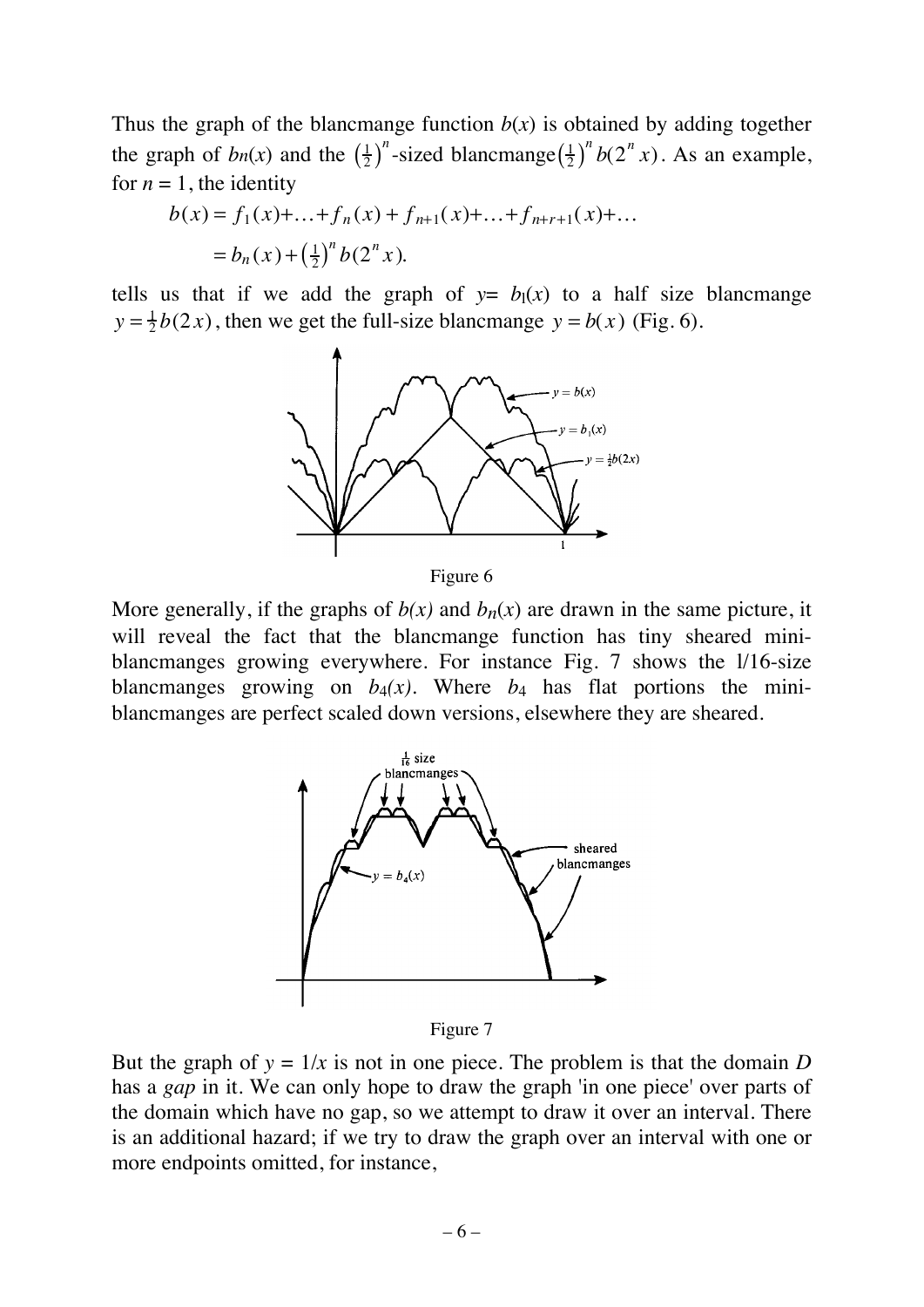Thus the graph of the blancmange function $b(x)$ is obtained by adding together the graph of $bn(x)$ and the $\left(\frac{1}{2}\right)^n$-sized blancmange $\left(\frac{1}{2}\right)^n b(2^n x)$. As an example, for $n = 1$, the identity

$$b(x) = f_1(x) + \ldots + f_n(x) + f_{n+1}(x) + \ldots + f_{n+r+1}(x) + \ldots$$
$$= b_n(x) + \left(\tfrac{1}{2}\right)^n b(2^n x).$$

tells us that if we add the graph of $y = b_1(x)$ to a half size blancmange $y = \frac{1}{2} b(2x)$, then we get the full-size blancmange $y = b(x)$ (Fig. 6).

Figure 6

More generally, if the graphs of $b(x)$ and $b_n(x)$ are drawn in the same picture, it will reveal the fact that the blancmange function has tiny sheared mini-blancmanges growing everywhere. For instance Fig. 7 shows the 1/16-size blancmanges growing on $b_4(x)$. Where $b_4$ has flat portions the mini-blancmanges are perfect scaled down versions, elsewhere they are sheared.

Figure 7

But the graph of $y = 1/x$ is not in one piece. The problem is that the domain $D$ has a *gap* in it. We can only hope to draw the graph 'in one piece' over parts of the domain which have no gap, so we attempt to draw it over an interval. There is an additional hazard; if we try to draw the graph over an interval with one or more endpoints omitted, for instance,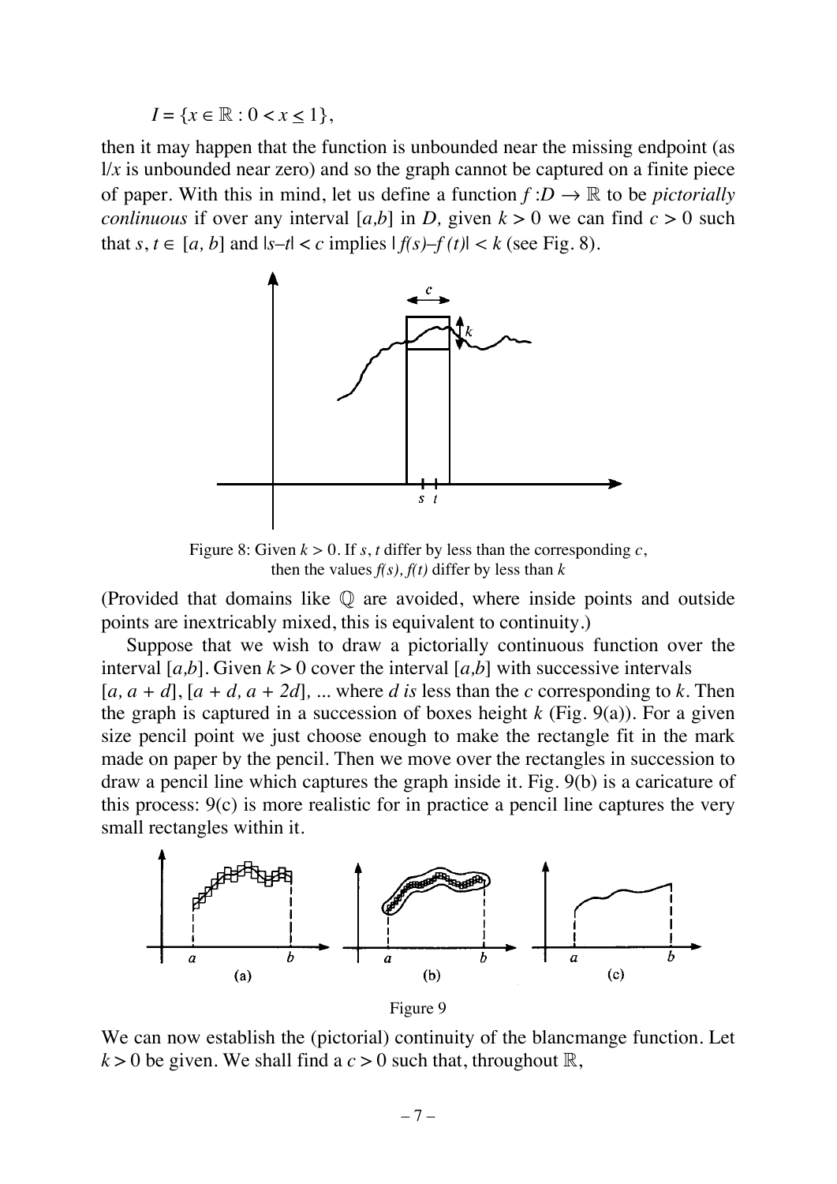$$I = \{x \in \mathbb{R} : 0 < x \leq 1\},$$

then it may happen that the function is unbounded near the missing endpoint (as $1/x$ is unbounded near zero) and so the graph cannot be captured on a finite piece of paper. With this in mind, let us define a function $f : D \to \mathbb{R}$ to be *pictorially conlinuous* if over any interval $[a,b]$ in $D$, given $k > 0$ we can find $c > 0$ such that $s, t \in [a, b]$ and $|s-t| < c$ implies $|f(s)-f(t)| < k$ (see Fig. 8).

Figure 8: Given $k > 0$. If $s$, $t$ differ by less than the corresponding $c$, then the values $f(s), f(t)$ differ by less than $k$

(Provided that domains like $\mathbb{Q}$ are avoided, where inside points and outside points are inextricably mixed, this is equivalent to continuity.)

Suppose that we wish to draw a pictorially continuous function over the interval $[a,b]$. Given $k > 0$ cover the interval $[a,b]$ with successive intervals $[a, a + d]$, $[a + d, a + 2d]$, ... where $d$ *is* less than the $c$ corresponding to $k$. Then the graph is captured in a succession of boxes height $k$ (Fig. 9(a)). For a given size pencil point we just choose enough to make the rectangle fit in the mark made on paper by the pencil. Then we move over the rectangles in succession to draw a pencil line which captures the graph inside it. Fig. 9(b) is a caricature of this process: 9(c) is more realistic for in practice a pencil line captures the very small rectangles within it.

Figure 9

We can now establish the (pictorial) continuity of the blancmange function. Let $k > 0$ be given. We shall find a $c > 0$ such that, throughout $\mathbb{R}$,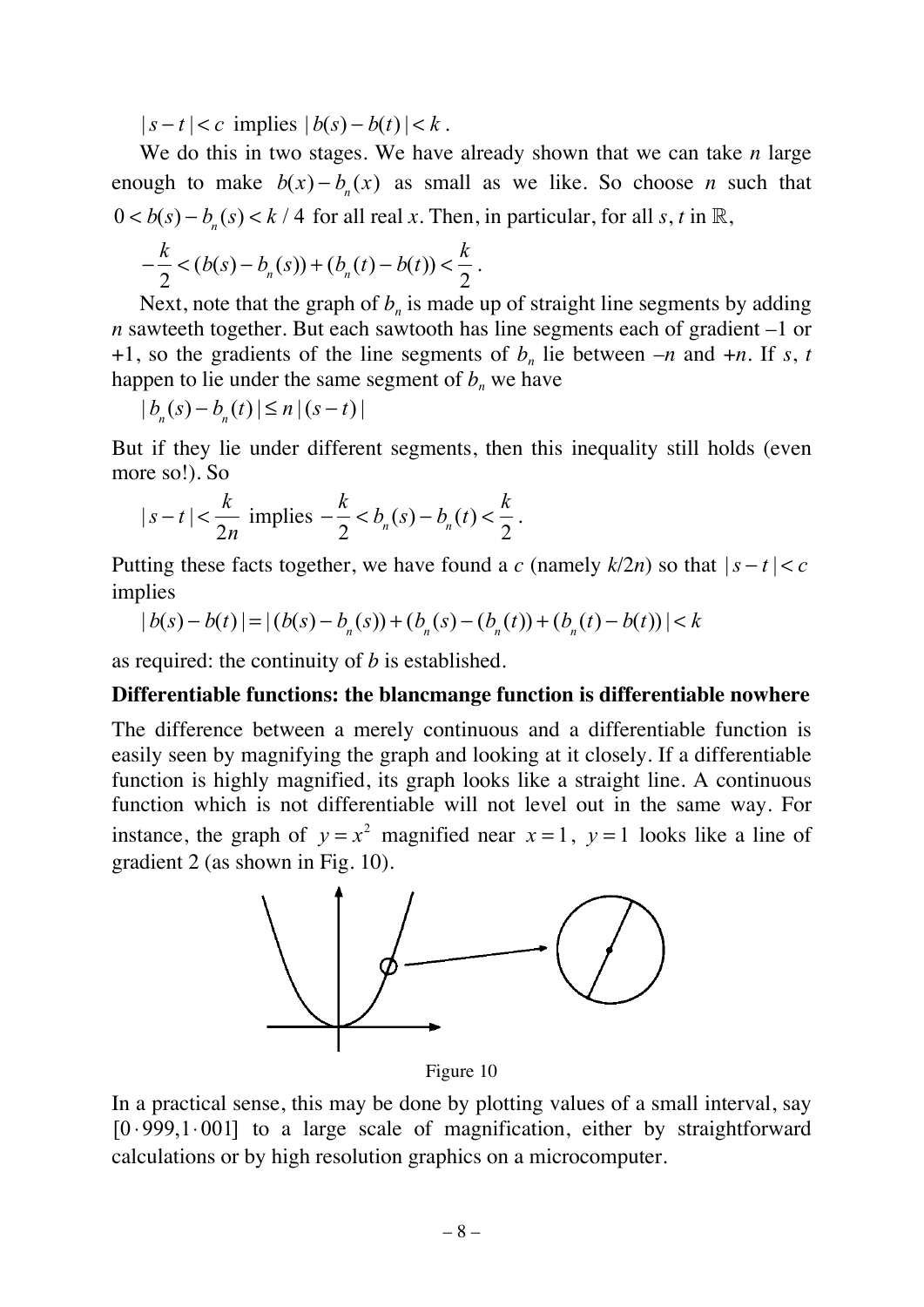$|s-t|<c$ implies $|b(s)-b(t)|<k$.

We do this in two stages. We have already shown that we can take $n$ large enough to make $b(x)-b_n(x)$ as small as we like. So choose $n$ such that $0<b(s)-b_n(s)<k/4$ for all real $x$. Then, in particular, for all $s$, $t$ in $\mathbb{R}$,

$$-\frac{k}{2}<(b(s)-b_n(s))+(b_n(t)-b(t))<\frac{k}{2}.$$

Next, note that the graph of $b_n$ is made up of straight line segments by adding $n$ sawteeth together. But each sawtooth has line segments each of gradient –1 or +1, so the gradients of the line segments of $b_n$ lie between $-n$ and $+n$. If $s$, $t$ happen to lie under the same segment of $b_n$ we have

$$|b_n(s)-b_n(t)|\leq n|(s-t)|$$

But if they lie under different segments, then this inequality still holds (even more so!). So

$$|s-t|<\frac{k}{2n} \text{ implies } -\frac{k}{2}<b_n(s)-b_n(t)<\frac{k}{2}.$$

Putting these facts together, we have found a $c$ (namely $k/2n$) so that $|s-t|<c$ implies

$$|b(s)-b(t)|=|(b(s)-b_n(s))+(b_n(s)-(b_n(t))+(b_n(t)-b(t))|<k$$

as required: the continuity of $b$ is established.

**Differentiable functions: the blancmange function is differentiable nowhere**

The difference between a merely continuous and a differentiable function is easily seen by magnifying the graph and looking at it closely. If a differentiable function is highly magnified, its graph looks like a straight line. A continuous function which is not differentiable will not level out in the same way. For instance, the graph of $y=x^2$ magnified near $x=1$, $y=1$ looks like a line of gradient 2 (as shown in Fig. 10).

Figure 10

In a practical sense, this may be done by plotting values of a small interval, say $[0\cdot 999, 1\cdot 001]$ to a large scale of magnification, either by straightforward calculations or by high resolution graphics on a microcomputer.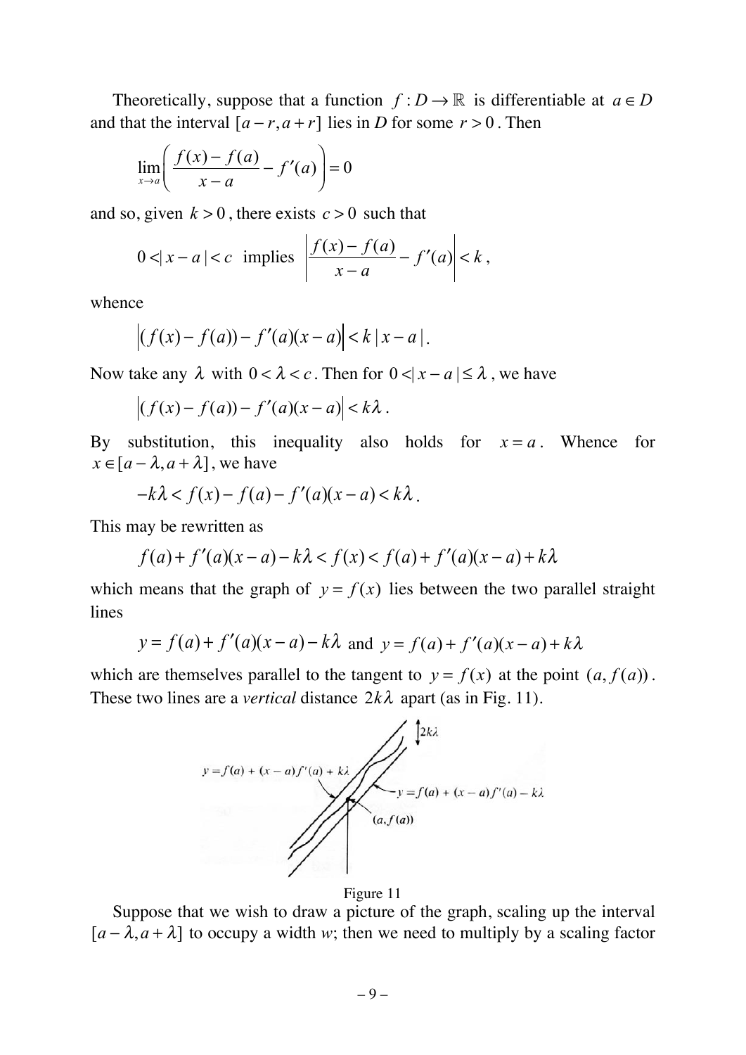Theoretically, suppose that a function $f: D \to \mathbb{R}$ is differentiable at $a \in D$ and that the interval $[a-r, a+r]$ lies in *D* for some $r > 0$. Then

$$\lim_{x \to a}\left(\frac{f(x)-f(a)}{x-a} - f'(a)\right) = 0$$

and so, given $k > 0$, there exists $c > 0$ such that

$$0 < |x-a| < c \text{ implies } \left|\frac{f(x)-f(a)}{x-a} - f'(a)\right| < k,$$

whence

$$\left|(f(x)-f(a)) - f'(a)(x-a)\right| < k\,|x-a|.$$

Now take any $\lambda$ with $0 < \lambda < c$. Then for $0 < |x-a| \le \lambda$, we have

$$\left|(f(x)-f(a)) - f'(a)(x-a)\right| < k\lambda.$$

By substitution, this inequality also holds for $x = a$. Whence for $x \in [a-\lambda, a+\lambda]$, we have

$$-k\lambda < f(x) - f(a) - f'(a)(x-a) < k\lambda.$$

This may be rewritten as

$$f(a) + f'(a)(x-a) - k\lambda < f(x) < f(a) + f'(a)(x-a) + k\lambda$$

which means that the graph of $y = f(x)$ lies between the two parallel straight lines

$$y = f(a) + f'(a)(x-a) - k\lambda \text{ and } y = f(a) + f'(a)(x-a) + k\lambda$$

which are themselves parallel to the tangent to $y = f(x)$ at the point $(a, f(a))$. These two lines are a *vertical* distance $2k\lambda$ apart (as in Fig. 11).

Figure 11

Suppose that we wish to draw a picture of the graph, scaling up the interval $[a-\lambda, a+\lambda]$ to occupy a width *w*; then we need to multiply by a scaling factor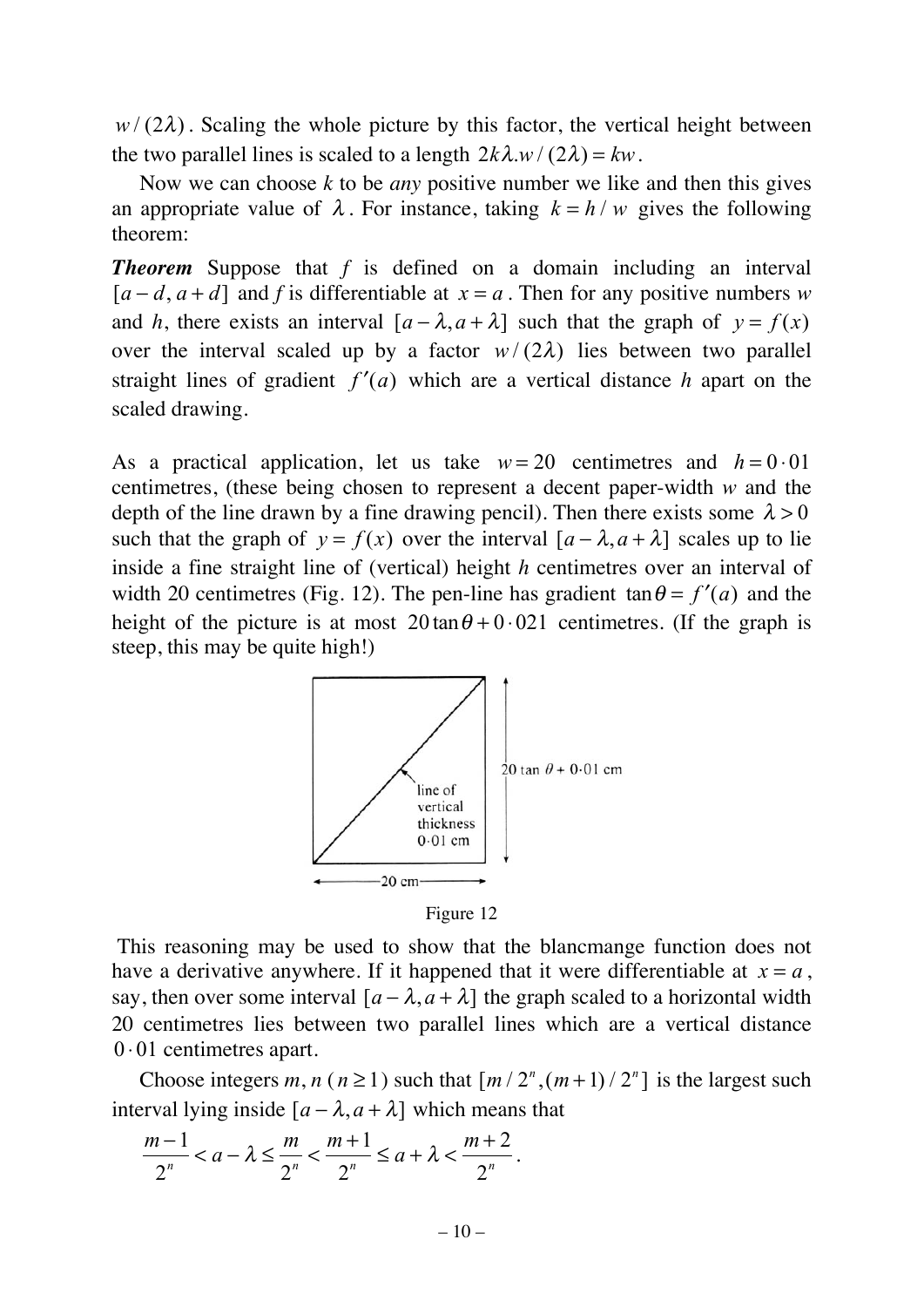$w/(2\lambda)$. Scaling the whole picture by this factor, the vertical height between the two parallel lines is scaled to a length $2k\lambda.w/(2\lambda) = kw$.

Now we can choose $k$ to be *any* positive number we like and then this gives an appropriate value of $\lambda$. For instance, taking $k = h/w$ gives the following theorem:

***Theorem*** Suppose that $f$ is defined on a domain including an interval $[a-d, a+d]$ and $f$ is differentiable at $x = a$. Then for any positive numbers $w$ and $h$, there exists an interval $[a-\lambda, a+\lambda]$ such that the graph of $y = f(x)$ over the interval scaled up by a factor $w/(2\lambda)$ lies between two parallel straight lines of gradient $f'(a)$ which are a vertical distance $h$ apart on the scaled drawing.

As a practical application, let us take $w = 20$ centimetres and $h = 0\cdot01$ centimetres, (these being chosen to represent a decent paper-width $w$ and the depth of the line drawn by a fine drawing pencil). Then there exists some $\lambda > 0$ such that the graph of $y = f(x)$ over the interval $[a-\lambda, a+\lambda]$ scales up to lie inside a fine straight line of (vertical) height $h$ centimetres over an interval of width 20 centimetres (Fig. 12). The pen-line has gradient $\tan\theta = f'(a)$ and the height of the picture is at most $20\tan\theta + 0\cdot021$ centimetres. (If the graph is steep, this may be quite high!)

Figure 12

This reasoning may be used to show that the blancmange function does not have a derivative anywhere. If it happened that it were differentiable at $x = a$, say, then over some interval $[a-\lambda, a+\lambda]$ the graph scaled to a horizontal width 20 centimetres lies between two parallel lines which are a vertical distance $0\cdot01$ centimetres apart.

Choose integers $m, n$ ($n \geq 1$) such that $[m/2^n, (m+1)/2^n]$ is the largest such interval lying inside $[a-\lambda, a+\lambda]$ which means that

$$\frac{m-1}{2^n} < a - \lambda \leq \frac{m}{2^n} < \frac{m+1}{2^n} \leq a + \lambda < \frac{m+2}{2^n}.$$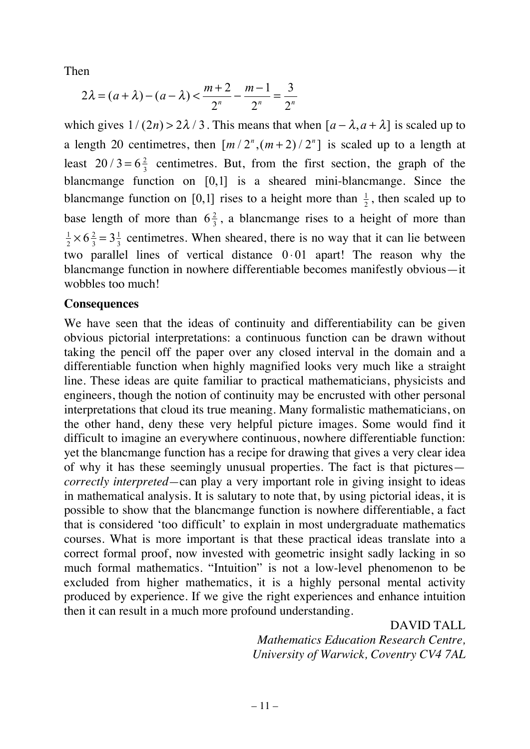Then

$$2\lambda = (a+\lambda)-(a-\lambda) < \frac{m+2}{2^n} - \frac{m-1}{2^n} = \frac{3}{2^n}$$

which gives $1/(2n) > 2\lambda/3$. This means that when $[a-\lambda, a+\lambda]$ is scaled up to a length 20 centimetres, then $[m/2^n, (m+2)/2^n]$ is scaled up to a length at least $20/3 = 6\frac{2}{3}$ centimetres. But, from the first section, the graph of the blancmange function on [0,1] is a sheared mini-blancmange. Since the blancmange function on [0,1] rises to a height more than $\frac{1}{2}$, then scaled up to base length of more than $6\frac{2}{3}$, a blancmange rises to a height of more than $\frac{1}{2} \times 6\frac{2}{3} = 3\frac{1}{3}$ centimetres. When sheared, there is no way that it can lie between two parallel lines of vertical distance $0 \cdot 01$ apart! The reason why the blancmange function in nowhere differentiable becomes manifestly obvious—it wobbles too much!

**Consequences**

We have seen that the ideas of continuity and differentiability can be given obvious pictorial interpretations: a continuous function can be drawn without taking the pencil off the paper over any closed interval in the domain and a differentiable function when highly magnified looks very much like a straight line. These ideas are quite familiar to practical mathematicians, physicists and engineers, though the notion of continuity may be encrusted with other personal interpretations that cloud its true meaning. Many formalistic mathematicians, on the other hand, deny these very helpful picture images. Some would find it difficult to imagine an everywhere continuous, nowhere differentiable function: yet the blancmange function has a recipe for drawing that gives a very clear idea of why it has these seemingly unusual properties. The fact is that pictures—*correctly interpreted*—can play a very important role in giving insight to ideas in mathematical analysis. It is salutary to note that, by using pictorial ideas, it is possible to show that the blancmange function is nowhere differentiable, a fact that is considered 'too difficult' to explain in most undergraduate mathematics courses. What is more important is that these practical ideas translate into a correct formal proof, now invested with geometric insight sadly lacking in so much formal mathematics. "Intuition" is not a low-level phenomenon to be excluded from higher mathematics, it is a highly personal mental activity produced by experience. If we give the right experiences and enhance intuition then it can result in a much more profound understanding.

DAVID TALL

*Mathematics Education Research Centre,*
*University of Warwick, Coventry CV4 7AL*